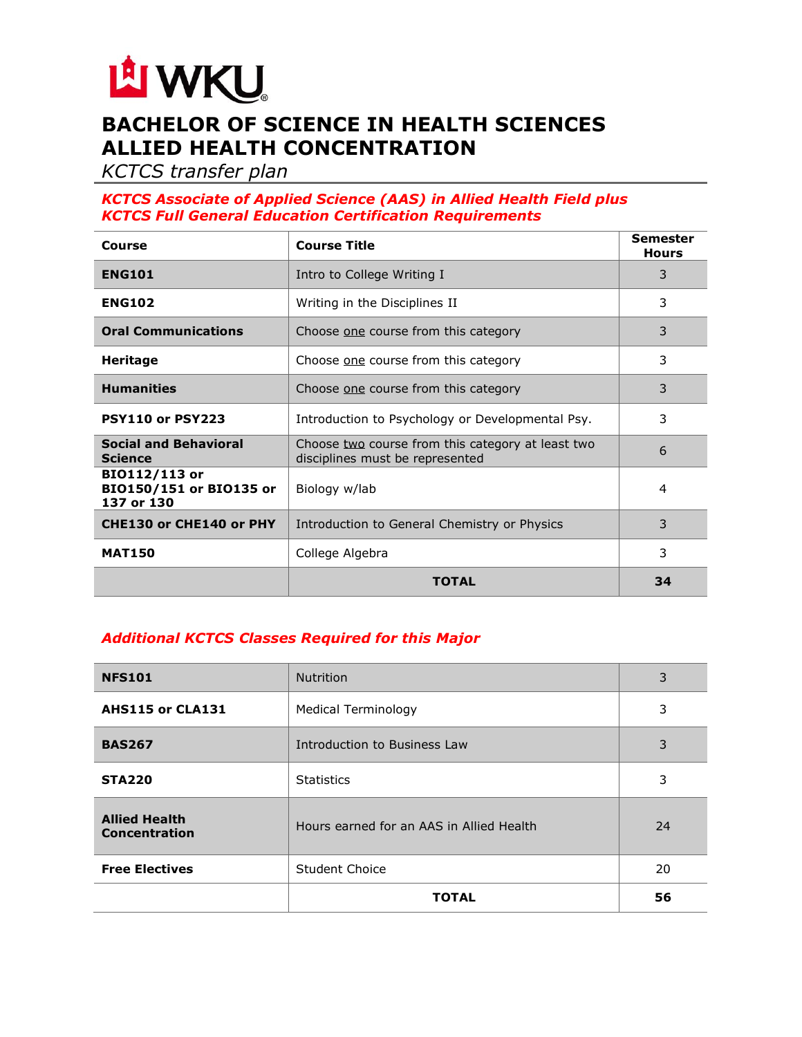WKU

# BACHELOR OF SCIENCE IN HEALTH SCIENCES
# ALLIED HEALTH CONCENTRATION

*KCTCS transfer plan*

***KCTCS Associate of Applied Science (AAS) in Allied Health Field plus KCTCS Full General Education Certification Requirements***

| Course | Course Title | Semester Hours |
|---|---|---|
| **ENG101** | Intro to College Writing I | 3 |
| **ENG102** | Writing in the Disciplines II | 3 |
| **Oral Communications** | Choose one course from this category | 3 |
| **Heritage** | Choose one course from this category | 3 |
| **Humanities** | Choose one course from this category | 3 |
| **PSY110 or PSY223** | Introduction to Psychology or Developmental Psy. | 3 |
| **Social and Behavioral Science** | Choose two course from this category at least two disciplines must be represented | 6 |
| **BIO112/113 or BIO150/151 or BIO135 or 137 or 130** | Biology w/lab | 4 |
| **CHE130 or CHE140 or PHY** | Introduction to General Chemistry or Physics | 3 |
| **MAT150** | College Algebra | 3 |
| | **TOTAL** | **34** |

***Additional KCTCS Classes Required for this Major***

| Course | Course Title | Semester Hours |
|---|---|---|
| **NFS101** | Nutrition | 3 |
| **AHS115 or CLA131** | Medical Terminology | 3 |
| **BAS267** | Introduction to Business Law | 3 |
| **STA220** | Statistics | 3 |
| **Allied Health Concentration** | Hours earned for an AAS in Allied Health | 24 |
| **Free Electives** | Student Choice | 20 |
| | **TOTAL** | **56** |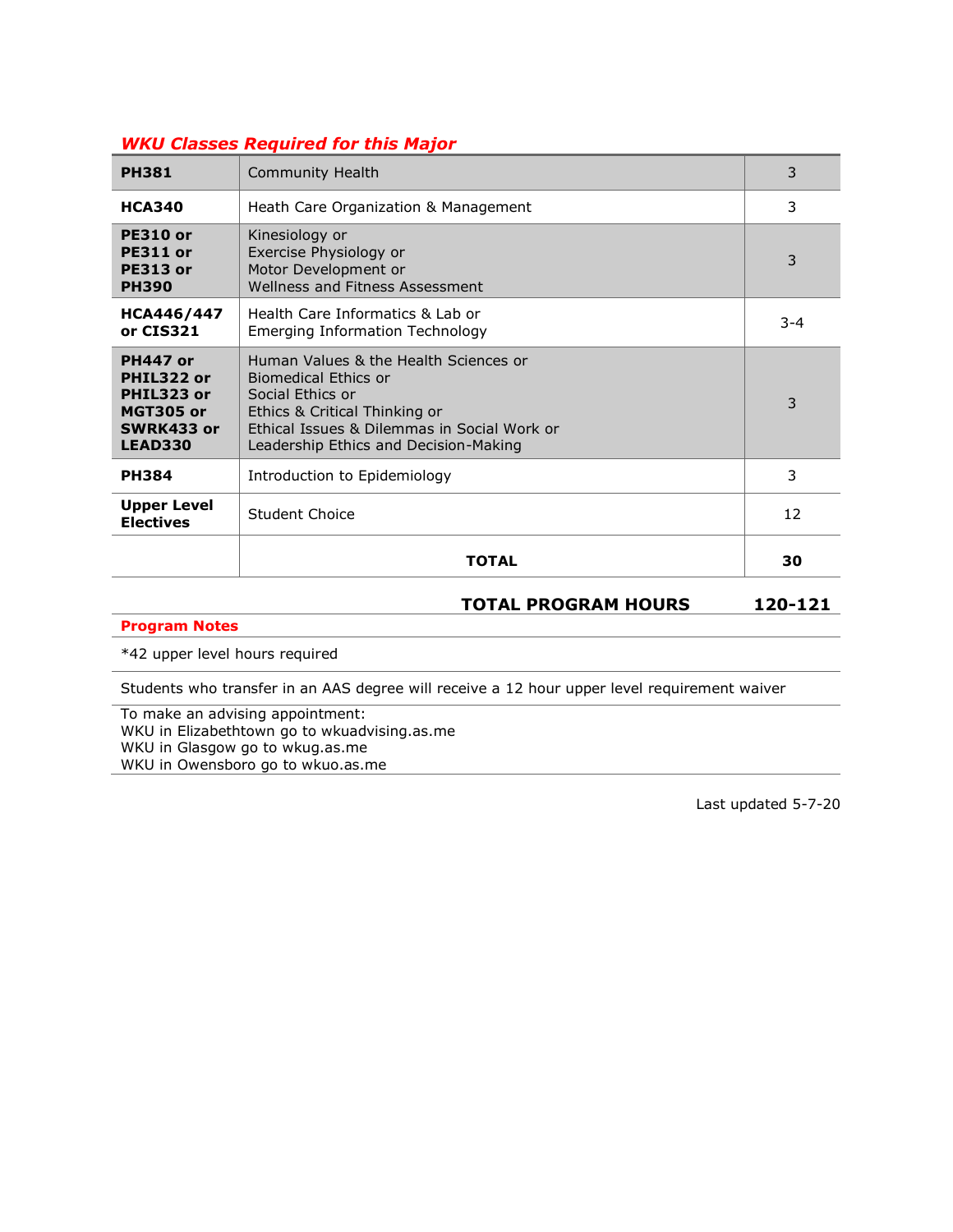## *WKU Classes Required for this Major*

| | | |
|---|---|---|
| **PH381** | Community Health | 3 |
| **HCA340** | Heath Care Organization & Management | 3 |
| **PE310 or PE311 or PE313 or PH390** | Kinesiology or Exercise Physiology or Motor Development or Wellness and Fitness Assessment | 3 |
| **HCA446/447 or CIS321** | Health Care Informatics & Lab or Emerging Information Technology | 3-4 |
| **PH447 or PHIL322 or PHIL323 or MGT305 or SWRK433 or LEAD330** | Human Values & the Health Sciences or Biomedical Ethics or Social Ethics or Ethics & Critical Thinking or Ethical Issues & Dilemmas in Social Work or Leadership Ethics and Decision-Making | 3 |
| **PH384** | Introduction to Epidemiology | 3 |
| **Upper Level Electives** | Student Choice | 12 |
| | **TOTAL** | **30** |

**TOTAL PROGRAM HOURS 120-121**

**Program Notes**

*42 upper level hours required

Students who transfer in an AAS degree will receive a 12 hour upper level requirement waiver

To make an advising appointment:
WKU in Elizabethtown go to wkuadvising.as.me
WKU in Glasgow go to wkug.as.me
WKU in Owensboro go to wkuo.as.me

Last updated 5-7-20